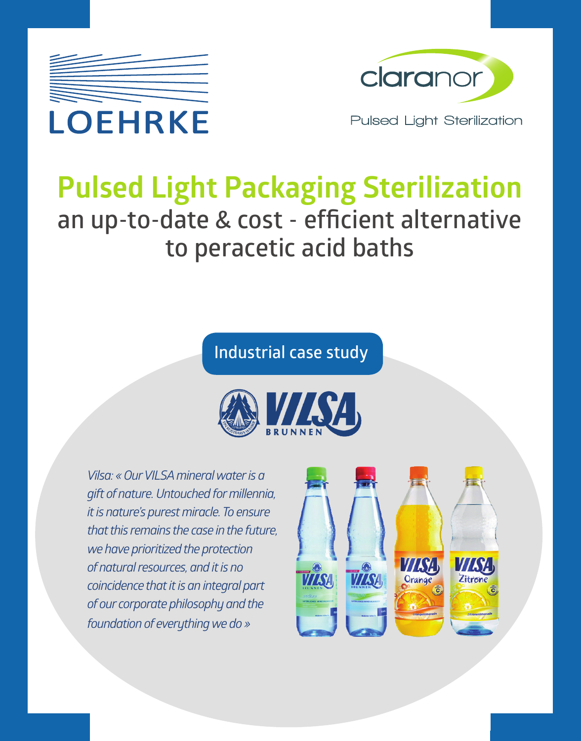LOEHRKE

claranor

Pulsed Light Sterilization

# Pulsed Light Packaging Sterilization

## an up-to-date & cost - efficient alternative to peracetic acid baths

Industrial case study

VILSA BRUNNEN

*Vilsa: « Our VILSA mineral water is a gift of nature. Untouched for millennia, it is nature's purest miracle. To ensure that this remains the case in the future, we have prioritized the protection of natural resources, and it is no coincidence that it is an integral part of our corporate philosophy and the foundation of everything we do »*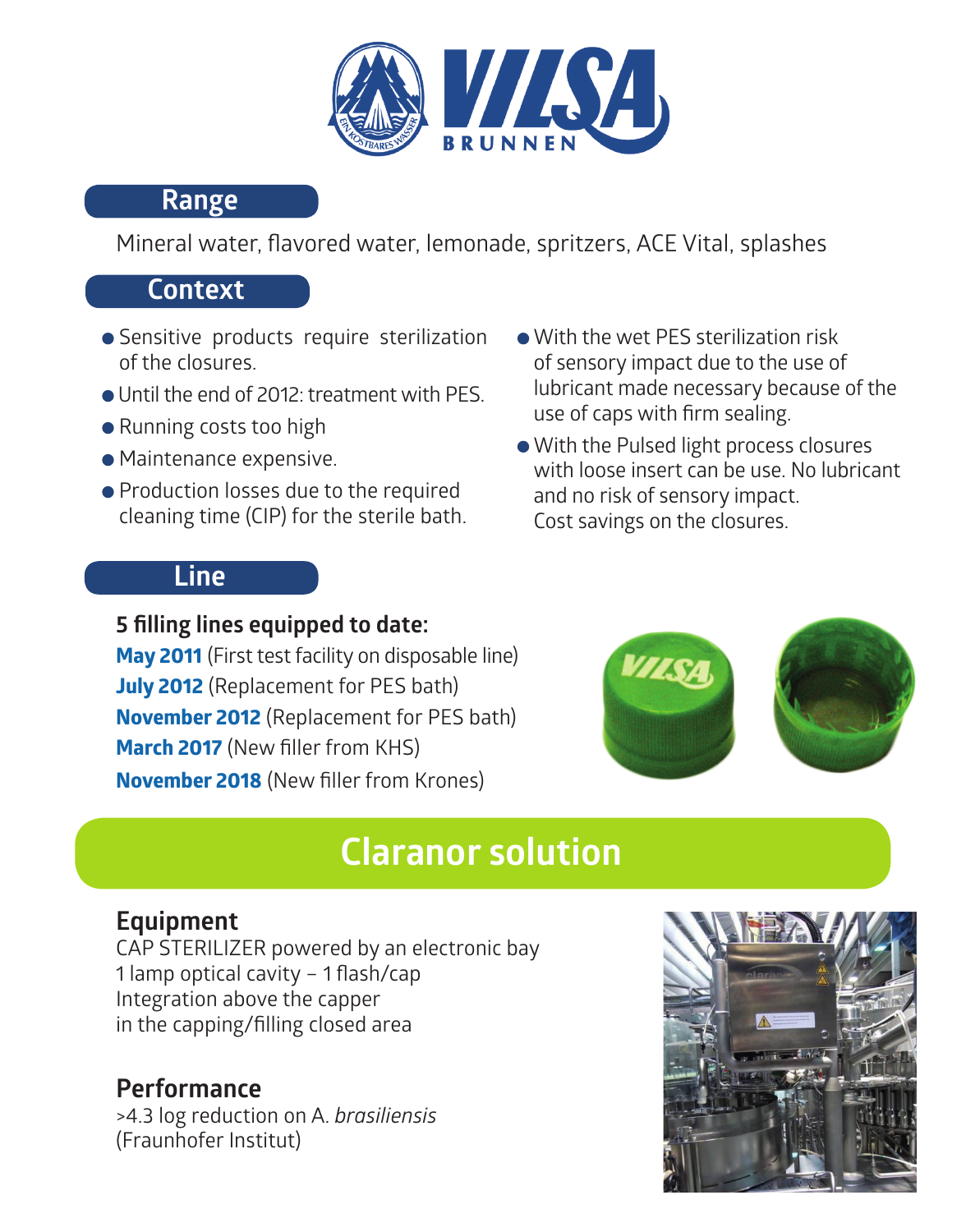VILSA BRUNNEN

## Range

Mineral water, flavored water, lemonade, spritzers, ACE Vital, splashes

## Context

- Sensitive products require sterilization of the closures.
- Until the end of 2012: treatment with PES.
- Running costs too high
- Maintenance expensive.
- Production losses due to the required cleaning time (CIP) for the sterile bath.
- With the wet PES sterilization risk of sensory impact due to the use of lubricant made necessary because of the use of caps with firm sealing.
- With the Pulsed light process closures with loose insert can be use. No lubricant and no risk of sensory impact. Cost savings on the closures.

## Line

**5 filling lines equipped to date:**

**May 2011** (First test facility on disposable line)
**July 2012** (Replacement for PES bath)
**November 2012** (Replacement for PES bath)
**March 2017** (New filler from KHS)
**November 2018** (New filler from Krones)

# Claranor solution

### Equipment

CAP STERILIZER powered by an electronic bay
1 lamp optical cavity – 1 flash/cap
Integration above the capper
in the capping/filling closed area

### Performance

>4.3 log reduction on A. *brasiliensis*
(Fraunhofer Institut)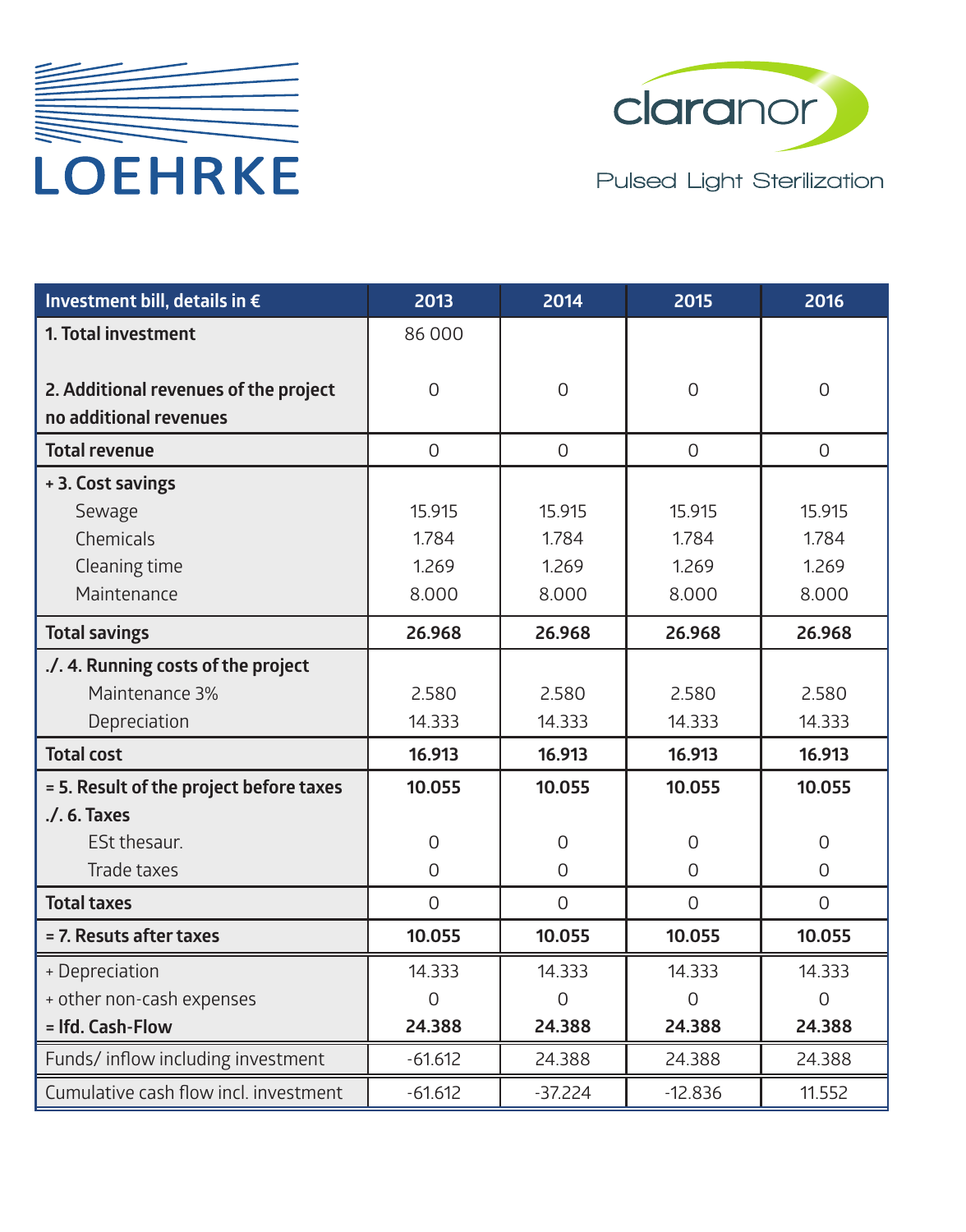LOEHRKE

claranor

Pulsed Light Sterilization

| Investment bill, details in € | 2013 | 2014 | 2015 | 2016 |
|---|---|---|---|---|
| **1. Total investment** | 86 000 | | | |
| **2. Additional revenues of the project** | 0 | 0 | 0 | 0 |
| **no additional revenues** | | | | |
| **Total revenue** | 0 | 0 | 0 | 0 |
| **+ 3. Cost savings** | | | | |
| Sewage | 15.915 | 15.915 | 15.915 | 15.915 |
| Chemicals | 1.784 | 1.784 | 1.784 | 1.784 |
| Cleaning time | 1.269 | 1.269 | 1.269 | 1.269 |
| Maintenance | 8.000 | 8.000 | 8.000 | 8.000 |
| **Total savings** | **26.968** | **26.968** | **26.968** | **26.968** |
| **./. 4. Running costs of the project** | | | | |
| Maintenance 3% | 2.580 | 2.580 | 2.580 | 2.580 |
| Depreciation | 14.333 | 14.333 | 14.333 | 14.333 |
| **Total cost** | **16.913** | **16.913** | **16.913** | **16.913** |
| **= 5. Result of the project before taxes** | **10.055** | **10.055** | **10.055** | **10.055** |
| **./. 6. Taxes** | | | | |
| ESt thesaur. | 0 | 0 | 0 | 0 |
| Trade taxes | 0 | 0 | 0 | 0 |
| **Total taxes** | 0 | 0 | 0 | 0 |
| **= 7. Resuts after taxes** | **10.055** | **10.055** | **10.055** | **10.055** |
| + Depreciation | 14.333 | 14.333 | 14.333 | 14.333 |
| + other non-cash expenses | 0 | 0 | 0 | 0 |
| **= lfd. Cash-Flow** | **24.388** | **24.388** | **24.388** | **24.388** |
| Funds/ inflow including investment | -61.612 | 24.388 | 24.388 | 24.388 |
| Cumulative cash flow incl. investment | -61.612 | -37.224 | -12.836 | 11.552 |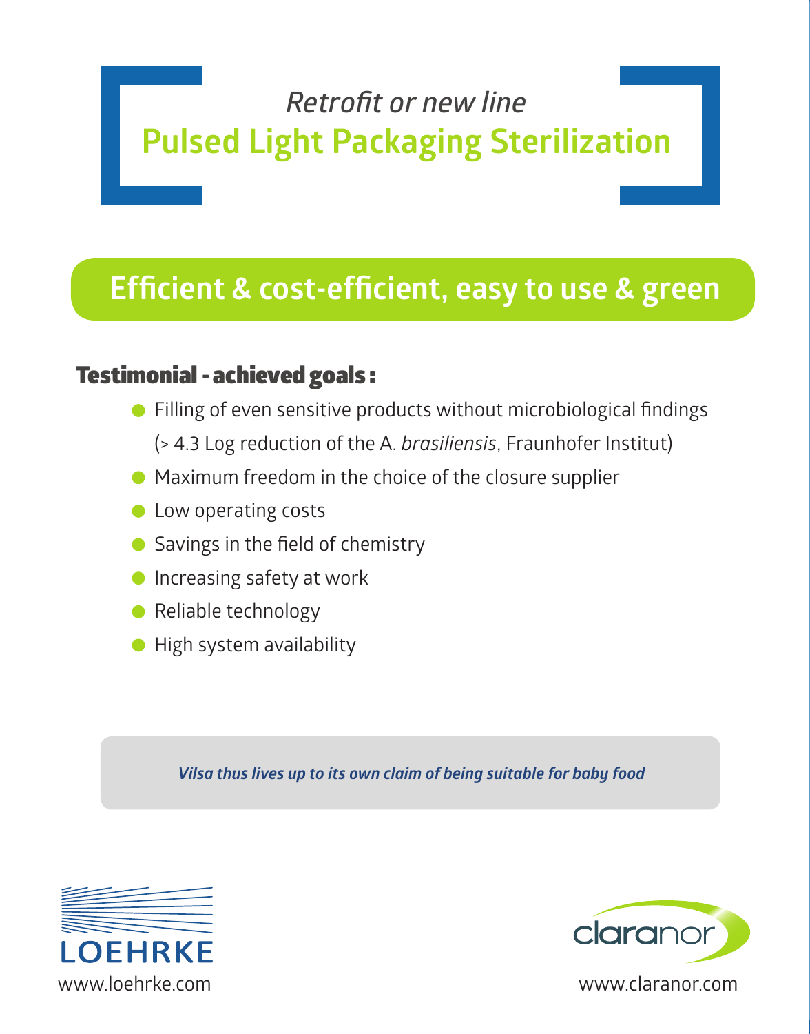*Retrofit or new line*

# Pulsed Light Packaging Sterilization

## Efficient & cost-efficient, easy to use & green

### Testimonial - achieved goals :

- Filling of even sensitive products without microbiological findings (> 4.3 Log reduction of the A. *brasiliensis*, Fraunhofer Institut)
- Maximum freedom in the choice of the closure supplier
- Low operating costs
- Savings in the field of chemistry
- Increasing safety at work
- Reliable technology
- High system availability

***Vilsa thus lives up to its own claim of being suitable for baby food***

LOEHRKE
www.loehrke.com

claranor
www.claranor.com